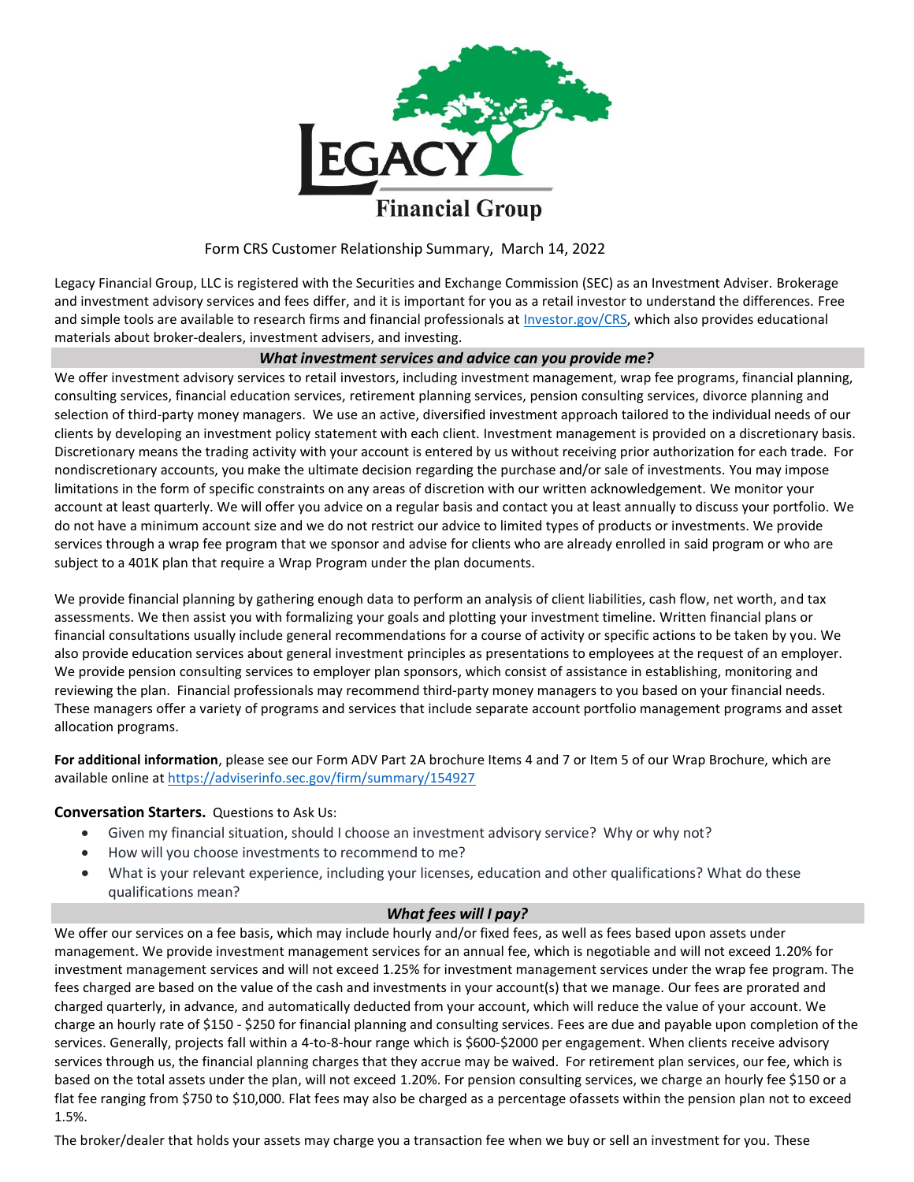# Legacy Financial Group

Form CRS Customer Relationship Summary, March 14, 2022

Legacy Financial Group, LLC is registered with the Securities and Exchange Commission (SEC) as an Investment Adviser. Brokerage and investment advisory services and fees differ, and it is important for you as a retail investor to understand the differences. Free and simple tools are available to research firms and financial professionals at [Investor.gov/CRS](https://Investor.gov/CRS), which also provides educational materials about broker-dealers, investment advisers, and investing.

## *What investment services and advice can you provide me?*

We offer investment advisory services to retail investors, including investment management, wrap fee programs, financial planning, consulting services, financial education services, retirement planning services, pension consulting services, divorce planning and selection of third-party money managers. We use an active, diversified investment approach tailored to the individual needs of our clients by developing an investment policy statement with each client. Investment management is provided on a discretionary basis. Discretionary means the trading activity with your account is entered by us without receiving prior authorization for each trade. For nondiscretionary accounts, you make the ultimate decision regarding the purchase and/or sale of investments. You may impose limitations in the form of specific constraints on any areas of discretion with our written acknowledgement. We monitor your account at least quarterly. We will offer you advice on a regular basis and contact you at least annually to discuss your portfolio. We do not have a minimum account size and we do not restrict our advice to limited types of products or investments. We provide services through a wrap fee program that we sponsor and advise for clients who are already enrolled in said program or who are subject to a 401K plan that require a Wrap Program under the plan documents.

We provide financial planning by gathering enough data to perform an analysis of client liabilities, cash flow, net worth, and tax assessments. We then assist you with formalizing your goals and plotting your investment timeline. Written financial plans or financial consultations usually include general recommendations for a course of activity or specific actions to be taken by you. We also provide education services about general investment principles as presentations to employees at the request of an employer. We provide pension consulting services to employer plan sponsors, which consist of assistance in establishing, monitoring and reviewing the plan. Financial professionals may recommend third-party money managers to you based on your financial needs. These managers offer a variety of programs and services that include separate account portfolio management programs and asset allocation programs.

**For additional information**, please see our Form ADV Part 2A brochure Items 4 and 7 or Item 5 of our Wrap Brochure, which are available online at https://adviserinfo.sec.gov/firm/summary/154927

**Conversation Starters.** Questions to Ask Us:

- Given my financial situation, should I choose an investment advisory service? Why or why not?
- How will you choose investments to recommend to me?
- What is your relevant experience, including your licenses, education and other qualifications? What do these qualifications mean?

## *What fees will I pay?*

We offer our services on a fee basis, which may include hourly and/or fixed fees, as well as fees based upon assets under management. We provide investment management services for an annual fee, which is negotiable and will not exceed 1.20% for investment management services and will not exceed 1.25% for investment management services under the wrap fee program. The fees charged are based on the value of the cash and investments in your account(s) that we manage. Our fees are prorated and charged quarterly, in advance, and automatically deducted from your account, which will reduce the value of your account. We charge an hourly rate of $150 - $250 for financial planning and consulting services. Fees are due and payable upon completion of the services. Generally, projects fall within a 4-to-8-hour range which is $600-$2000 per engagement. When clients receive advisory services through us, the financial planning charges that they accrue may be waived. For retirement plan services, our fee, which is based on the total assets under the plan, will not exceed 1.20%. For pension consulting services, we charge an hourly fee $150 or a flat fee ranging from $750 to $10,000. Flat fees may also be charged as a percentage ofassets within the pension plan not to exceed 1.5%.

The broker/dealer that holds your assets may charge you a transaction fee when we buy or sell an investment for you. These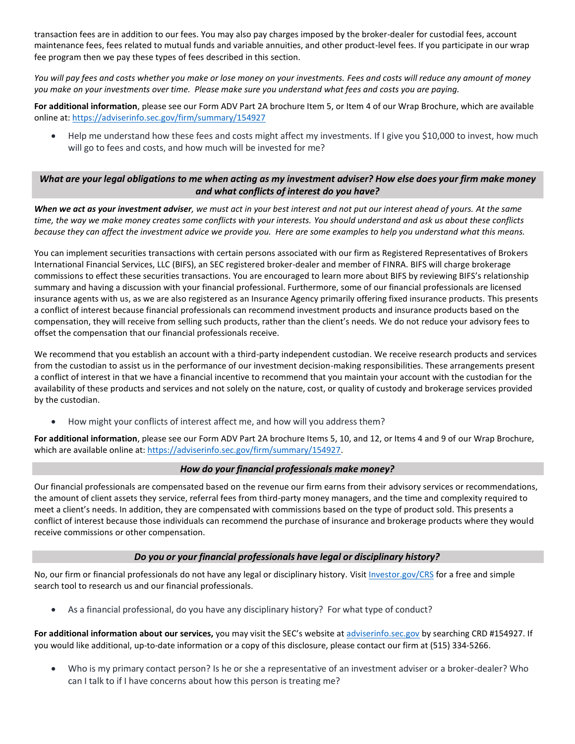transaction fees are in addition to our fees. You may also pay charges imposed by the broker-dealer for custodial fees, account maintenance fees, fees related to mutual funds and variable annuities, and other product-level fees. If you participate in our wrap fee program then we pay these types of fees described in this section.

*You will pay fees and costs whether you make or lose money on your investments. Fees and costs will reduce any amount of money you make on your investments over time. Please make sure you understand what fees and costs you are paying.*

**For additional information**, please see our Form ADV Part 2A brochure Item 5, or Item 4 of our Wrap Brochure, which are available online at: https://adviserinfo.sec.gov/firm/summary/154927

- Help me understand how these fees and costs might affect my investments. If I give you $10,000 to invest, how much will go to fees and costs, and how much will be invested for me?

## *What are your legal obligations to me when acting as my investment adviser? How else does your firm make money and what conflicts of interest do you have?*

***When we act as your investment adviser****, we must act in your best interest and not put our interest ahead of yours. At the same time, the way we make money creates some conflicts with your interests. You should understand and ask us about these conflicts because they can affect the investment advice we provide you. Here are some examples to help you understand what this means.*

You can implement securities transactions with certain persons associated with our firm as Registered Representatives of Brokers International Financial Services, LLC (BIFS), an SEC registered broker-dealer and member of FINRA. BIFS will charge brokerage commissions to effect these securities transactions. You are encouraged to learn more about BIFS by reviewing BIFS's relationship summary and having a discussion with your financial professional. Furthermore, some of our financial professionals are licensed insurance agents with us, as we are also registered as an Insurance Agency primarily offering fixed insurance products. This presents a conflict of interest because financial professionals can recommend investment products and insurance products based on the compensation, they will receive from selling such products, rather than the client's needs. We do not reduce your advisory fees to offset the compensation that our financial professionals receive.

We recommend that you establish an account with a third-party independent custodian. We receive research products and services from the custodian to assist us in the performance of our investment decision-making responsibilities. These arrangements present a conflict of interest in that we have a financial incentive to recommend that you maintain your account with the custodian for the availability of these products and services and not solely on the nature, cost, or quality of custody and brokerage services provided by the custodian.

- How might your conflicts of interest affect me, and how will you address them?

**For additional information**, please see our Form ADV Part 2A brochure Items 5, 10, and 12, or Items 4 and 9 of our Wrap Brochure, which are available online at: https://adviserinfo.sec.gov/firm/summary/154927.

## *How do your financial professionals make money?*

Our financial professionals are compensated based on the revenue our firm earns from their advisory services or recommendations, the amount of client assets they service, referral fees from third-party money managers, and the time and complexity required to meet a client's needs. In addition, they are compensated with commissions based on the type of product sold. This presents a conflict of interest because those individuals can recommend the purchase of insurance and brokerage products where they would receive commissions or other compensation.

## *Do you or your financial professionals have legal or disciplinary history?*

No, our firm or financial professionals do not have any legal or disciplinary history. Visit Investor.gov/CRS for a free and simple search tool to research us and our financial professionals.

- As a financial professional, do you have any disciplinary history? For what type of conduct?

**For additional information about our services,** you may visit the SEC's website at adviserinfo.sec.gov by searching CRD #154927. If you would like additional, up-to-date information or a copy of this disclosure, please contact our firm at (515) 334-5266.

- Who is my primary contact person? Is he or she a representative of an investment adviser or a broker-dealer? Who can I talk to if I have concerns about how this person is treating me?